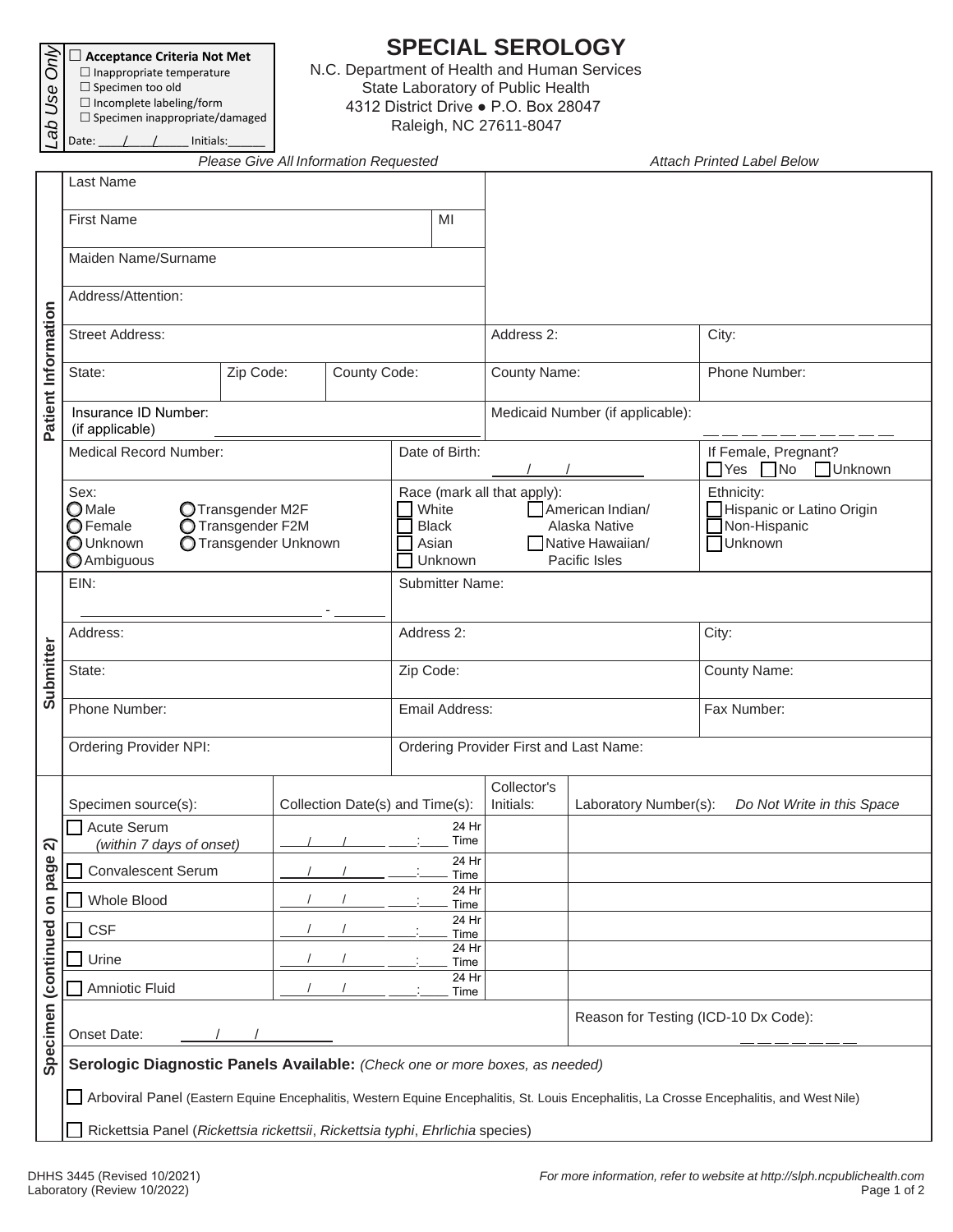**Lab Use Only**

☐ **Acceptance Criteria Not Met**
- ☐ Inappropriate temperature
- ☐ Specimen too old
- ☐ Incomplete labeling/form
- ☐ Specimen inappropriate/damaged

Date: ____/____/_____ Initials:______

# SPECIAL SEROLOGY

N.C. Department of Health and Human Services
State Laboratory of Public Health
4312 District Drive ● P.O. Box 28047
Raleigh, NC 27611-8047

*Please Give All Information Requested* *Attach Printed Label Below*

## Patient Information

| | | | |
|---|---|---|---|
| Last Name | | | |
| First Name | MI | | |
| Maiden Name/Surname | | | |
| Address/Attention: | | | |
| Street Address: | | Address 2: | City: |
| State: / Zip Code: / County Code: | | County Name: | Phone Number: |
| Insurance ID Number: (if applicable) ____________ | | Medicaid Number (if applicable): __ __ __ __ __ __ __ __ __ __ | |
| Medical Record Number: | Date of Birth: ___/___/_____ | | If Female, Pregnant? ☐ Yes ☐ No ☐ Unknown |
| Sex: ○ Male ○ Female ○ Unknown ○ Ambiguous ○ Transgender M2F ○ Transgender F2M ○ Transgender Unknown | Race (mark all that apply): ☐ White ☐ Black ☐ Asian ☐ Unknown ☐ American Indian/ Alaska Native ☐ Native Hawaiian/ Pacific Isles | | Ethnicity: ☐ Hispanic or Latino Origin ☐ Non-Hispanic ☐ Unknown |

## Submitter

| | | |
|---|---|---|
| EIN: ______________ - ______ | Submitter Name: | |
| Address: | Address 2: | City: |
| State: | Zip Code: | County Name: |
| Phone Number: | Email Address: | Fax Number: |
| Ordering Provider NPI: | Ordering Provider First and Last Name: | |

## Specimen (continued on page 2)

| Specimen source(s): | Collection Date(s) and Time(s): | Collector's Initials: | Laboratory Number(s): *Do Not Write in this Space* |
|---|---|---|---|
| ☐ Acute Serum *(within 7 days of onset)* | ___/___/_____ ___:___ 24 Hr Time | | |
| ☐ Convalescent Serum | ___/___/_____ ___:___ 24 Hr Time | | |
| ☐ Whole Blood | ___/___/_____ ___:___ 24 Hr Time | | |
| ☐ CSF | ___/___/_____ ___:___ 24 Hr Time | | |
| ☐ Urine | ___/___/_____ ___:___ 24 Hr Time | | |
| ☐ Amniotic Fluid | ___/___/_____ ___:___ 24 Hr Time | | |

Onset Date: ___/___/_____

Reason for Testing (ICD-10 Dx Code): __ __ __ __ __ __ __

**Serologic Diagnostic Panels Available:** *(Check one or more boxes, as needed)*

☐ Arboviral Panel (Eastern Equine Encephalitis, Western Equine Encephalitis, St. Louis Encephalitis, La Crosse Encephalitis, and West Nile)

☐ Rickettsia Panel (*Rickettsia rickettsii*, *Rickettsia typhi*, *Ehrlichia* species)

DHHS 3445 (Revised 10/2021)
Laboratory (Review 10/2022)

*For more information, refer to website at http://slph.ncpublichealth.com*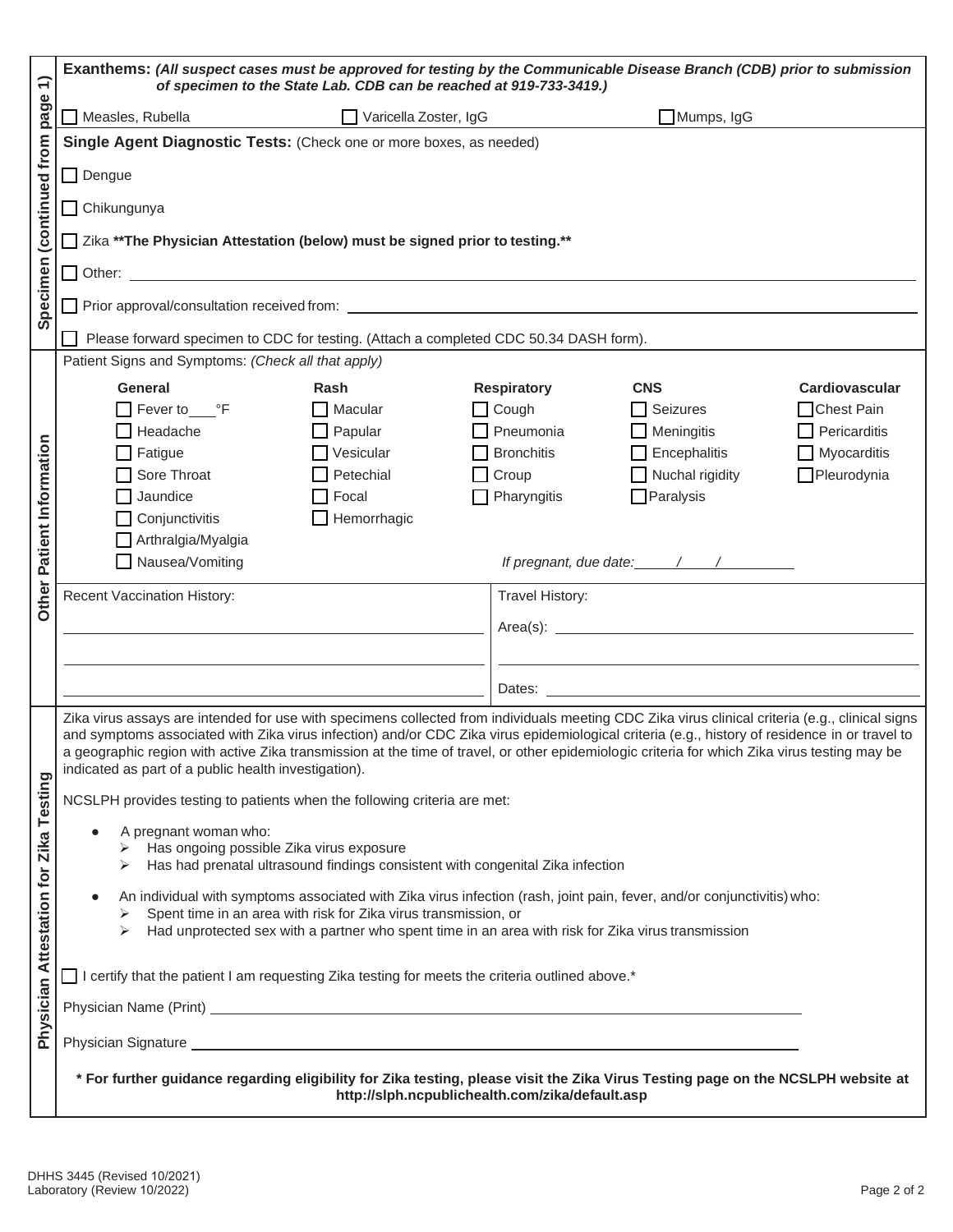## Specimen (continued from page 1)

**Exanthems:** ***(All suspect cases must be approved for testing by the Communicable Disease Branch (CDB) prior to submission of specimen to the State Lab. CDB can be reached at 919-733-3419.)***

- ☐ Measles, Rubella
- ☐ Varicella Zoster, IgG
- ☐ Mumps, IgG

**Single Agent Diagnostic Tests:** (Check one or more boxes, as needed)

- ☐ Dengue
- ☐ Chikungunya
- ☐ Zika **\*\*The Physician Attestation (below) must be signed prior to testing.\*\***
- ☐ Other: ______________________
- ☐ Prior approval/consultation received from: ______________________
- ☐ Please forward specimen to CDC for testing. (Attach a completed CDC 50.34 DASH form).

## Other Patient Information

Patient Signs and Symptoms: *(Check all that apply)*

| General | Rash | Respiratory | CNS | Cardiovascular |
|---|---|---|---|---|
| ☐ Fever to ___°F | ☐ Macular | ☐ Cough | ☐ Seizures | ☐ Chest Pain |
| ☐ Headache | ☐ Papular | ☐ Pneumonia | ☐ Meningitis | ☐ Pericarditis |
| ☐ Fatigue | ☐ Vesicular | ☐ Bronchitis | ☐ Encephalitis | ☐ Myocarditis |
| ☐ Sore Throat | ☐ Petechial | ☐ Croup | ☐ Nuchal rigidity | ☐ Pleurodynia |
| ☐ Jaundice | ☐ Focal | ☐ Pharyngitis | ☐ Paralysis | |
| ☐ Conjunctivitis | ☐ Hemorrhagic | | | |
| ☐ Arthralgia/Myalgia | | | | |
| ☐ Nausea/Vomiting | | | | |

*If pregnant, due date:* ____/____/________

Recent Vaccination History: ______________________

Travel History:

Area(s): ______________________

Dates: ______________________

## Physician Attestation for Zika Testing

Zika virus assays are intended for use with specimens collected from individuals meeting CDC Zika virus clinical criteria (e.g., clinical signs and symptoms associated with Zika virus infection) and/or CDC Zika virus epidemiological criteria (e.g., history of residence in or travel to a geographic region with active Zika transmission at the time of travel, or other epidemiologic criteria for which Zika virus testing may be indicated as part of a public health investigation).

NCSLPH provides testing to patients when the following criteria are met:

- A pregnant woman who:
  - Has ongoing possible Zika virus exposure
  - Has had prenatal ultrasound findings consistent with congenital Zika infection
- An individual with symptoms associated with Zika virus infection (rash, joint pain, fever, and/or conjunctivitis) who:
  - Spent time in an area with risk for Zika virus transmission, or
  - Had unprotected sex with a partner who spent time in an area with risk for Zika virus transmission

☐ I certify that the patient I am requesting Zika testing for meets the criteria outlined above.*

Physician Name (Print) ______________________

Physician Signature ______________________

**\* For further guidance regarding eligibility for Zika testing, please visit the Zika Virus Testing page on the NCSLPH website at http://slph.ncpublichealth.com/zika/default.asp**

DHHS 3445 (Revised 10/2021)
Laboratory (Review 10/2022)